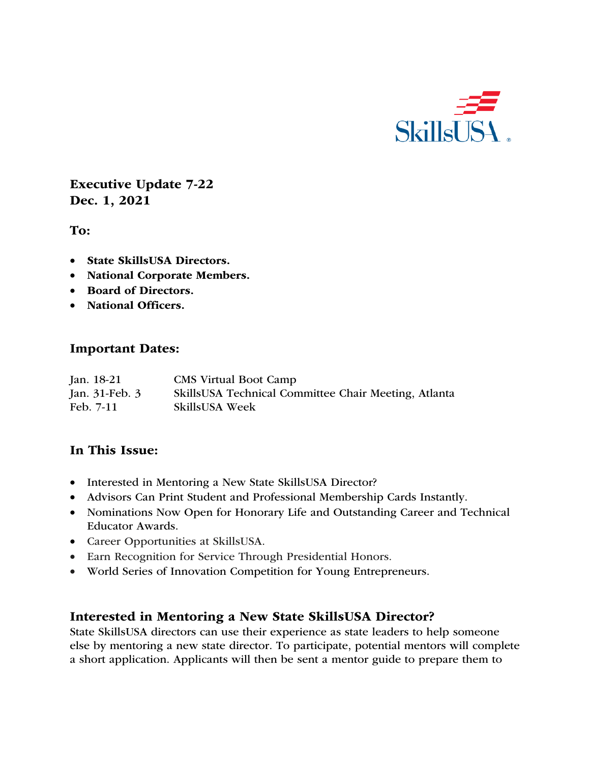**Executive Update 7-22**
**Dec. 1, 2021**

**To:**

- **State SkillsUSA Directors.**
- **National Corporate Members.**
- **Board of Directors.**
- **National Officers.**

## Important Dates:

| | |
|---|---|
| Jan. 18-21 | CMS Virtual Boot Camp |
| Jan. 31-Feb. 3 | SkillsUSA Technical Committee Chair Meeting, Atlanta |
| Feb. 7-11 | SkillsUSA Week |

## In This Issue:

- Interested in Mentoring a New State SkillsUSA Director?
- Advisors Can Print Student and Professional Membership Cards Instantly.
- Nominations Now Open for Honorary Life and Outstanding Career and Technical Educator Awards.
- Career Opportunities at SkillsUSA.
- Earn Recognition for Service Through Presidential Honors.
- World Series of Innovation Competition for Young Entrepreneurs.

## Interested in Mentoring a New State SkillsUSA Director?

State SkillsUSA directors can use their experience as state leaders to help someone else by mentoring a new state director. To participate, potential mentors will complete a short application. Applicants will then be sent a mentor guide to prepare them to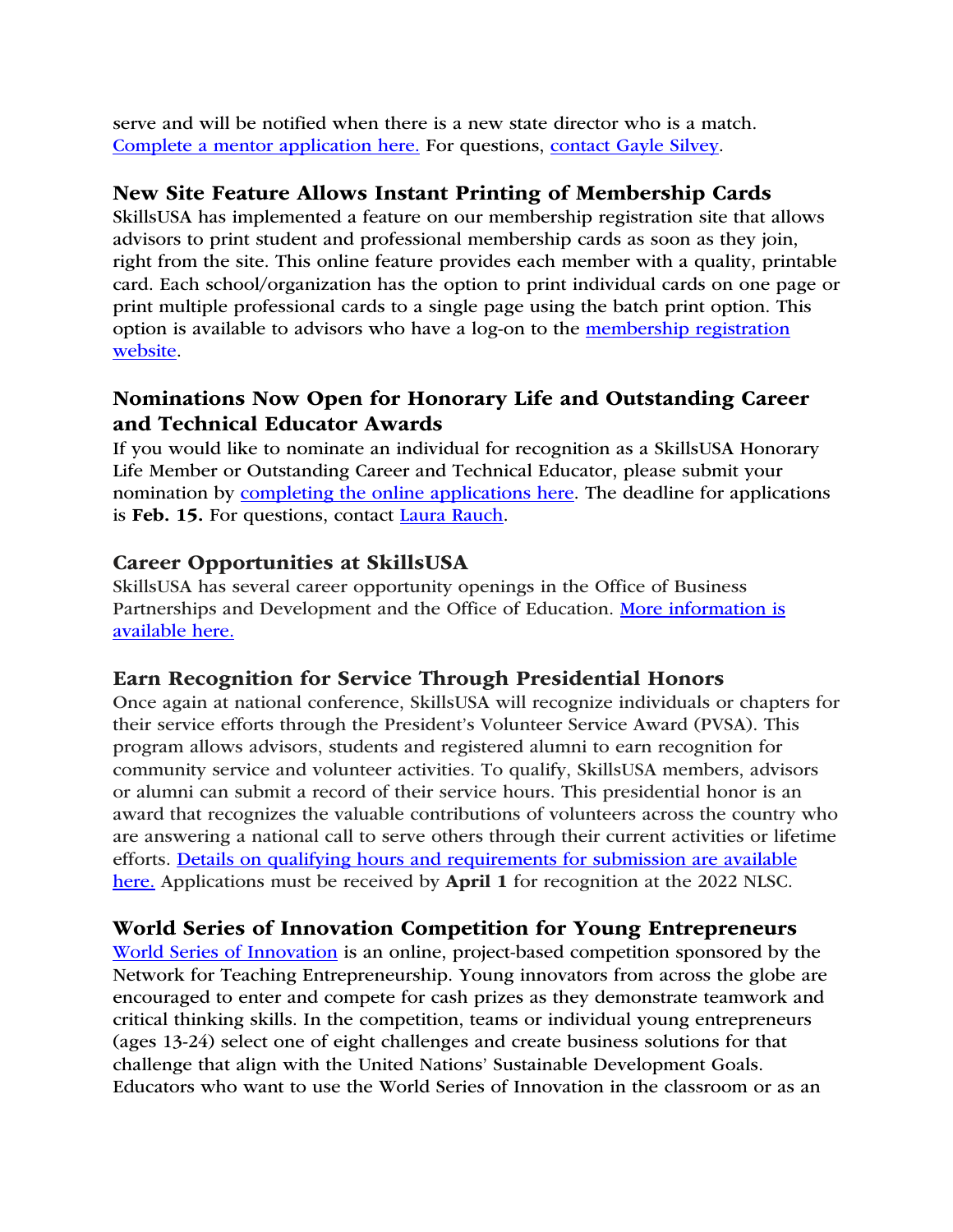serve and will be notified when there is a new state director who is a match. [Complete a mentor application here.] For questions, [contact Gayle Silvey].

### New Site Feature Allows Instant Printing of Membership Cards

SkillsUSA has implemented a feature on our membership registration site that allows advisors to print student and professional membership cards as soon as they join, right from the site. This online feature provides each member with a quality, printable card. Each school/organization has the option to print individual cards on one page or print multiple professional cards to a single page using the batch print option. This option is available to advisors who have a log-on to the [membership registration website].

### Nominations Now Open for Honorary Life and Outstanding Career and Technical Educator Awards

If you would like to nominate an individual for recognition as a SkillsUSA Honorary Life Member or Outstanding Career and Technical Educator, please submit your nomination by [completing the online applications here]. The deadline for applications is **Feb. 15.** For questions, contact [Laura Rauch].

### Career Opportunities at SkillsUSA

SkillsUSA has several career opportunity openings in the Office of Business Partnerships and Development and the Office of Education. [More information is available here.]

### Earn Recognition for Service Through Presidential Honors

Once again at national conference, SkillsUSA will recognize individuals or chapters for their service efforts through the President's Volunteer Service Award (PVSA). This program allows advisors, students and registered alumni to earn recognition for community service and volunteer activities. To qualify, SkillsUSA members, advisors or alumni can submit a record of their service hours. This presidential honor is an award that recognizes the valuable contributions of volunteers across the country who are answering a national call to serve others through their current activities or lifetime efforts. [Details on qualifying hours and requirements for submission are available here.] Applications must be received by **April 1** for recognition at the 2022 NLSC.

### World Series of Innovation Competition for Young Entrepreneurs

[World Series of Innovation] is an online, project-based competition sponsored by the Network for Teaching Entrepreneurship. Young innovators from across the globe are encouraged to enter and compete for cash prizes as they demonstrate teamwork and critical thinking skills. In the competition, teams or individual young entrepreneurs (ages 13-24) select one of eight challenges and create business solutions for that challenge that align with the United Nations' Sustainable Development Goals. Educators who want to use the World Series of Innovation in the classroom or as an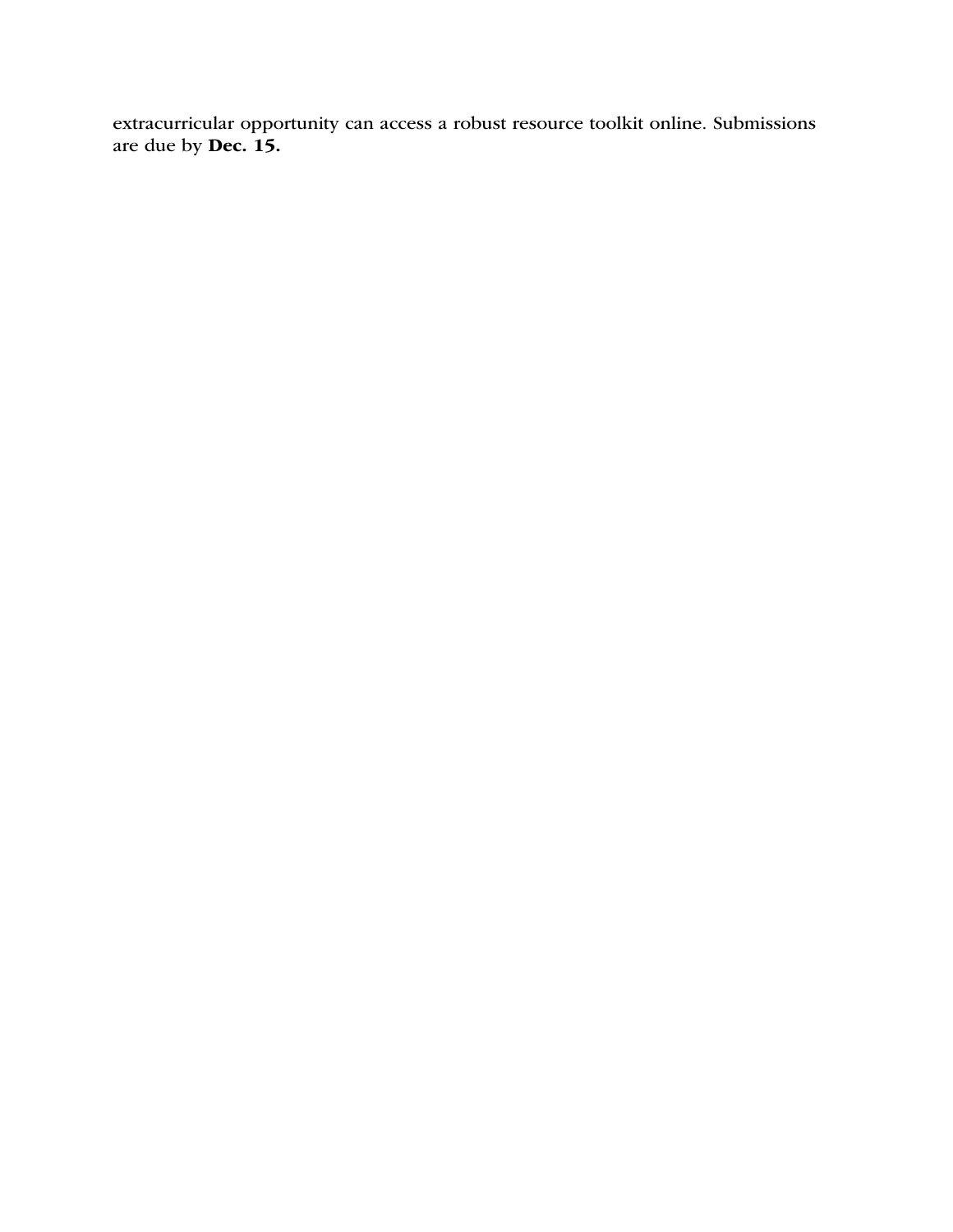extracurricular opportunity can access a robust resource toolkit online. Submissions are due by **Dec. 15.**